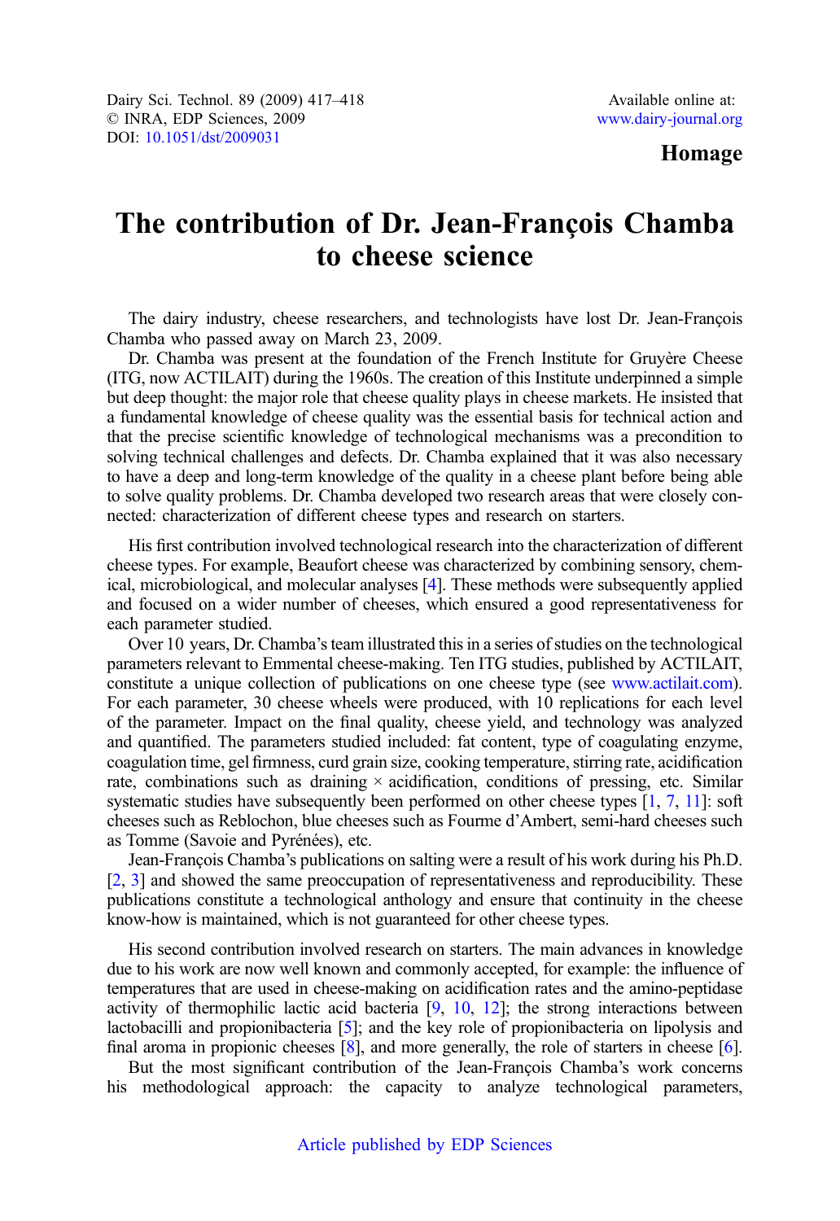Homage

# The contribution of Dr. Jean-François Chamba to cheese science

The dairy industry, cheese researchers, and technologists have lost Dr. Jean-François Chamba who passed away on March 23, 2009.

Dr. Chamba was present at the foundation of the French Institute for Gruyère Cheese (ITG, now ACTILAIT) during the 1960s. The creation of this Institute underpinned a simple but deep thought: the major role that cheese quality plays in cheese markets. He insisted that a fundamental knowledge of cheese quality was the essential basis for technical action and that the precise scientific knowledge of technological mechanisms was a precondition to solving technical challenges and defects. Dr. Chamba explained that it was also necessary to have a deep and long-term knowledge of the quality in a cheese plant before being able to solve quality problems. Dr. Chamba developed two research areas that were closely connected: characterization of different cheese types and research on starters.

His first contribution involved technological research into the characterization of different cheese types. For example, Beaufort cheese was characterized by combining sensory, chemical, microbiological, and molecular analyses [4]. These methods were subsequently applied and focused on a wider number of cheeses, which ensured a good representativeness for each parameter studied.

Over 10 years, Dr. Chamba's team illustrated this in a series of studies on the technological parameters relevant to Emmental cheese-making. Ten ITG studies, published by ACTILAIT, constitute a unique collection of publications on one cheese type (see www.actilait.com). For each parameter, 30 cheese wheels were produced, with 10 replications for each level of the parameter. Impact on the final quality, cheese yield, and technology was analyzed and quantified. The parameters studied included: fat content, type of coagulating enzyme, coagulation time, gel firmness, curd grain size, cooking temperature, stirring rate, acidification rate, combinations such as draining × acidification, conditions of pressing, etc. Similar systematic studies have subsequently been performed on other cheese types [1, 7, 11]: soft cheeses such as Reblochon, blue cheeses such as Fourme d'Ambert, semi-hard cheeses such as Tomme (Savoie and Pyrénées), etc.

Jean-François Chamba's publications on salting were a result of his work during his Ph.D. [2, 3] and showed the same preoccupation of representativeness and reproducibility. These publications constitute a technological anthology and ensure that continuity in the cheese know-how is maintained, which is not guaranteed for other cheese types.

His second contribution involved research on starters. The main advances in knowledge due to his work are now well known and commonly accepted, for example: the influence of temperatures that are used in cheese-making on acidification rates and the amino-peptidase activity of thermophilic lactic acid bacteria [9, 10, 12]; the strong interactions between lactobacilli and propionibacteria [5]; and the key role of propionibacteria on lipolysis and final aroma in propionic cheeses [8], and more generally, the role of starters in cheese [6].

But the most significant contribution of the Jean-François Chamba's work concerns his methodological approach: the capacity to analyze technological parameters,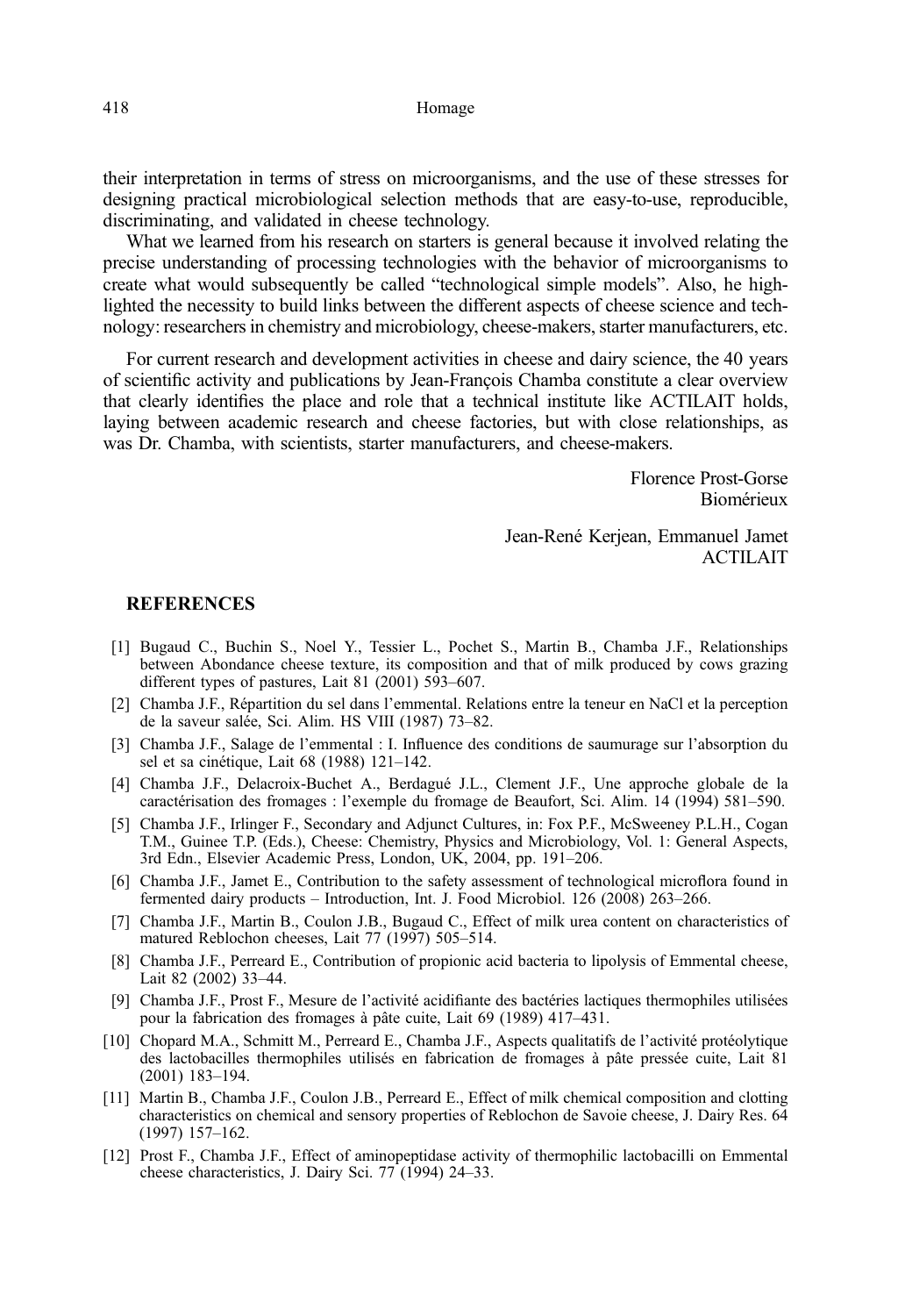their interpretation in terms of stress on microorganisms, and the use of these stresses for designing practical microbiological selection methods that are easy-to-use, reproducible, discriminating, and validated in cheese technology.

What we learned from his research on starters is general because it involved relating the precise understanding of processing technologies with the behavior of microorganisms to create what would subsequently be called "technological simple models". Also, he highlighted the necessity to build links between the different aspects of cheese science and technology: researchers in chemistry and microbiology, cheese-makers, starter manufacturers, etc.

For current research and development activities in cheese and dairy science, the 40 years of scientific activity and publications by Jean-François Chamba constitute a clear overview that clearly identifies the place and role that a technical institute like ACTILAIT holds, laying between academic research and cheese factories, but with close relationships, as was Dr. Chamba, with scientists, starter manufacturers, and cheese-makers.

Florence Prost-Gorse
Biomérieux

Jean-René Kerjean, Emmanuel Jamet
ACTILAIT

## REFERENCES

[1] Bugaud C., Buchin S., Noel Y., Tessier L., Pochet S., Martin B., Chamba J.F., Relationships between Abondance cheese texture, its composition and that of milk produced by cows grazing different types of pastures, Lait 81 (2001) 593–607.

[2] Chamba J.F., Répartition du sel dans l'emmental. Relations entre la teneur en NaCl et la perception de la saveur salée, Sci. Alim. HS VIII (1987) 73–82.

[3] Chamba J.F., Salage de l'emmental : I. Influence des conditions de saumurage sur l'absorption du sel et sa cinétique, Lait 68 (1988) 121–142.

[4] Chamba J.F., Delacroix-Buchet A., Berdagué J.L., Clement J.F., Une approche globale de la caractérisation des fromages : l'exemple du fromage de Beaufort, Sci. Alim. 14 (1994) 581–590.

[5] Chamba J.F., Irlinger F., Secondary and Adjunct Cultures, in: Fox P.F., McSweeney P.L.H., Cogan T.M., Guinee T.P. (Eds.), Cheese: Chemistry, Physics and Microbiology, Vol. 1: General Aspects, 3rd Edn., Elsevier Academic Press, London, UK, 2004, pp. 191–206.

[6] Chamba J.F., Jamet E., Contribution to the safety assessment of technological microflora found in fermented dairy products – Introduction, Int. J. Food Microbiol. 126 (2008) 263–266.

[7] Chamba J.F., Martin B., Coulon J.B., Bugaud C., Effect of milk urea content on characteristics of matured Reblochon cheeses, Lait 77 (1997) 505–514.

[8] Chamba J.F., Perreard E., Contribution of propionic acid bacteria to lipolysis of Emmental cheese, Lait 82 (2002) 33–44.

[9] Chamba J.F., Prost F., Mesure de l'activité acidifiante des bactéries lactiques thermophiles utilisées pour la fabrication des fromages à pâte cuite, Lait 69 (1989) 417–431.

[10] Chopard M.A., Schmitt M., Perreard E., Chamba J.F., Aspects qualitatifs de l'activité protéolytique des lactobacilles thermophiles utilisés en fabrication de fromages à pâte pressée cuite, Lait 81 (2001) 183–194.

[11] Martin B., Chamba J.F., Coulon J.B., Perreard E., Effect of milk chemical composition and clotting characteristics on chemical and sensory properties of Reblochon de Savoie cheese, J. Dairy Res. 64 (1997) 157–162.

[12] Prost F., Chamba J.F., Effect of aminopeptidase activity of thermophilic lactobacilli on Emmental cheese characteristics, J. Dairy Sci. 77 (1994) 24–33.